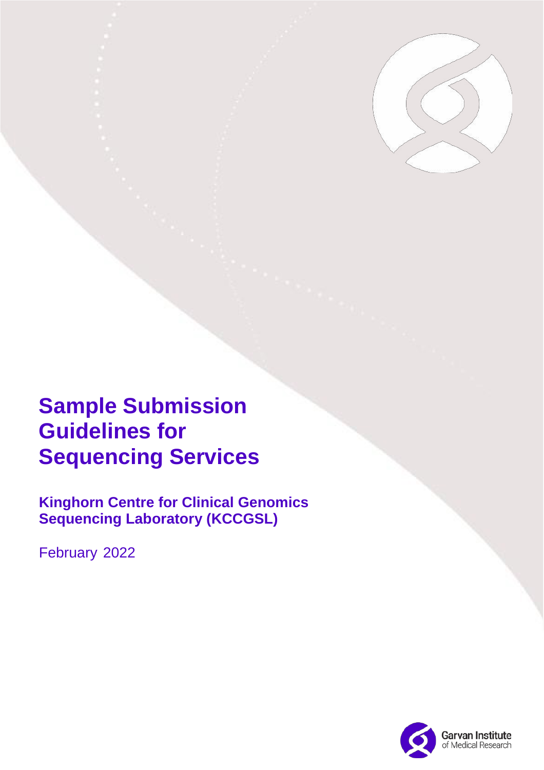# Sample Submission Guidelines for Sequencing Services

## Kinghorn Centre for Clinical Genomics Sequencing Laboratory (KCCGSL)

February 2022

Garvan Institute of Medical Research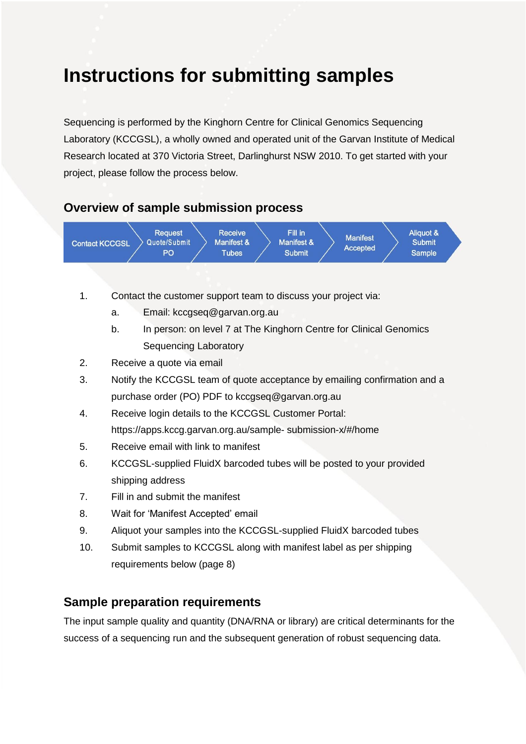# Instructions for submitting samples

Sequencing is performed by the Kinghorn Centre for Clinical Genomics Sequencing Laboratory (KCCGSL), a wholly owned and operated unit of the Garvan Institute of Medical Research located at 370 Victoria Street, Darlinghurst NSW 2010. To get started with your project, please follow the process below.

## Overview of sample submission process

Contact KCCGSL → Request Quote/Submit PO → Receive Manifest & Tubes → Fill in Manifest & Submit → Manifest Accepted → Aliquot & Submit Sample

1. Contact the customer support team to discuss your project via:
   a. Email: kccgseq@garvan.org.au
   b. In person: on level 7 at The Kinghorn Centre for Clinical Genomics Sequencing Laboratory
2. Receive a quote via email
3. Notify the KCCGSL team of quote acceptance by emailing confirmation and a purchase order (PO) PDF to kccgseq@garvan.org.au
4. Receive login details to the KCCGSL Customer Portal: https://apps.kccg.garvan.org.au/sample- submission-x/#/home
5. Receive email with link to manifest
6. KCCGSL-supplied FluidX barcoded tubes will be posted to your provided shipping address
7. Fill in and submit the manifest
8. Wait for 'Manifest Accepted' email
9. Aliquot your samples into the KCCGSL-supplied FluidX barcoded tubes
10. Submit samples to KCCGSL along with manifest label as per shipping requirements below (page 8)

## Sample preparation requirements

The input sample quality and quantity (DNA/RNA or library) are critical determinants for the success of a sequencing run and the subsequent generation of robust sequencing data.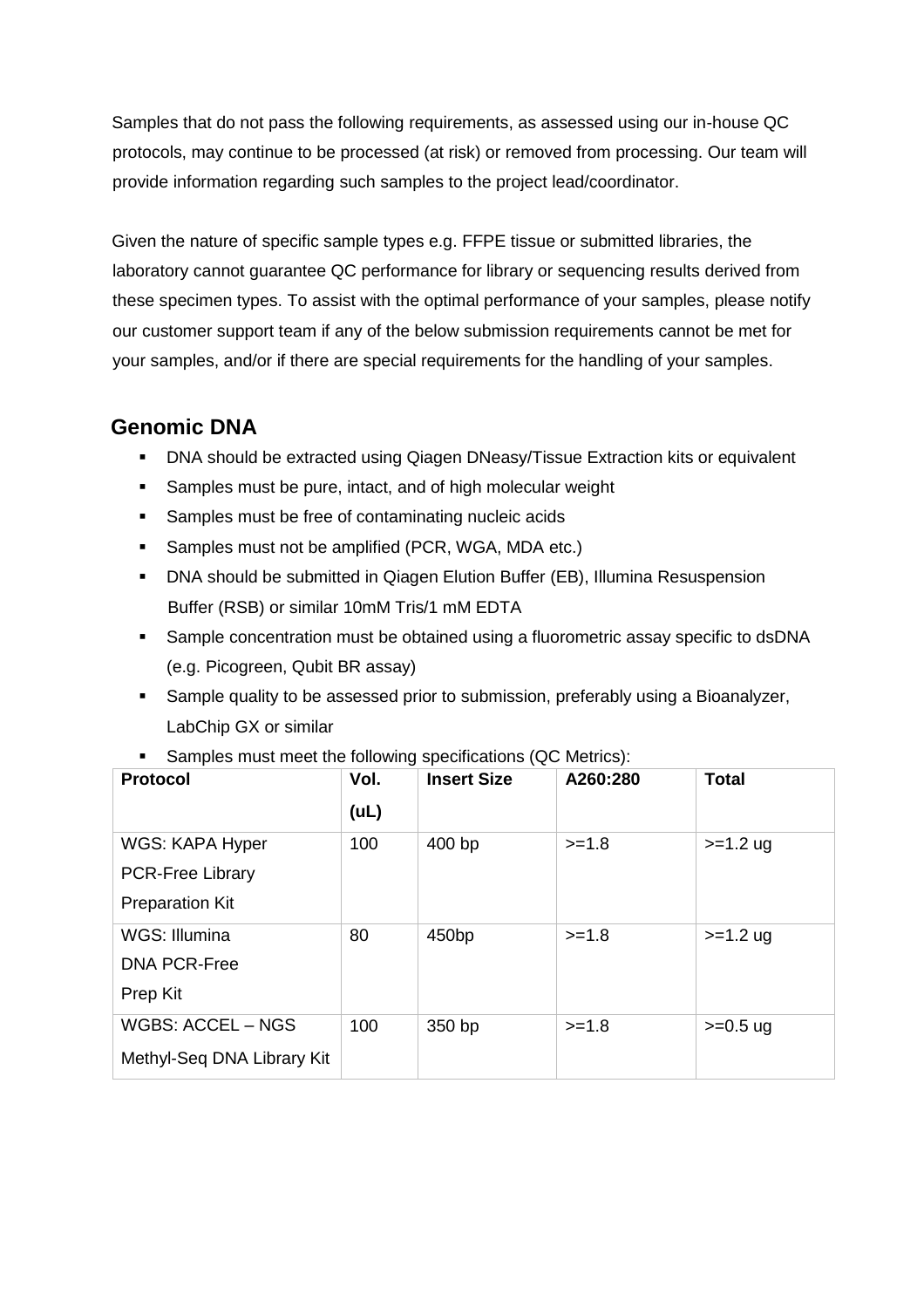Samples that do not pass the following requirements, as assessed using our in-house QC protocols, may continue to be processed (at risk) or removed from processing. Our team will provide information regarding such samples to the project lead/coordinator.

Given the nature of specific sample types e.g. FFPE tissue or submitted libraries, the laboratory cannot guarantee QC performance for library or sequencing results derived from these specimen types. To assist with the optimal performance of your samples, please notify our customer support team if any of the below submission requirements cannot be met for your samples, and/or if there are special requirements for the handling of your samples.

## Genomic DNA

- DNA should be extracted using Qiagen DNeasy/Tissue Extraction kits or equivalent
- Samples must be pure, intact, and of high molecular weight
- Samples must be free of contaminating nucleic acids
- Samples must not be amplified (PCR, WGA, MDA etc.)
- DNA should be submitted in Qiagen Elution Buffer (EB), Illumina Resuspension Buffer (RSB) or similar 10mM Tris/1 mM EDTA
- Sample concentration must be obtained using a fluorometric assay specific to dsDNA (e.g. Picogreen, Qubit BR assay)
- Sample quality to be assessed prior to submission, preferably using a Bioanalyzer, LabChip GX or similar
- Samples must meet the following specifications (QC Metrics):

| Protocol | Vol. (uL) | Insert Size | A260:280 | Total |
|---|---|---|---|---|
| WGS: KAPA Hyper PCR-Free Library Preparation Kit | 100 | 400 bp | >=1.8 | >=1.2 ug |
| WGS: Illumina DNA PCR-Free Prep Kit | 80 | 450bp | >=1.8 | >=1.2 ug |
| WGBS: ACCEL – NGS Methyl-Seq DNA Library Kit | 100 | 350 bp | >=1.8 | >=0.5 ug |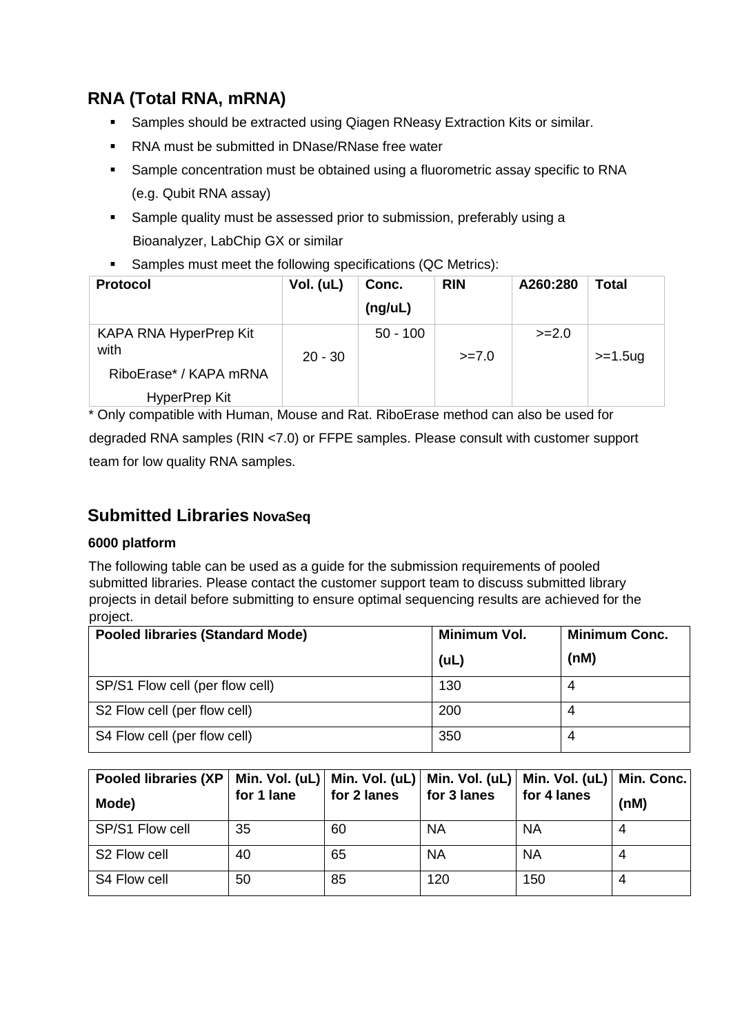## RNA (Total RNA, mRNA)

- Samples should be extracted using Qiagen RNeasy Extraction Kits or similar.
- RNA must be submitted in DNase/RNase free water
- Sample concentration must be obtained using a fluorometric assay specific to RNA (e.g. Qubit RNA assay)
- Sample quality must be assessed prior to submission, preferably using a Bioanalyzer, LabChip GX or similar
- Samples must meet the following specifications (QC Metrics):

| Protocol | Vol. (uL) | Conc. (ng/uL) | RIN | A260:280 | Total |
|---|---|---|---|---|---|
| KAPA RNA HyperPrep Kit with RiboErase* / KAPA mRNA HyperPrep Kit | 20 - 30 | 50 - 100 | >=7.0 | >=2.0 | >=1.5ug |

* Only compatible with Human, Mouse and Rat. RiboErase method can also be used for degraded RNA samples (RIN <7.0) or FFPE samples. Please consult with customer support team for low quality RNA samples.

## Submitted Libraries NovaSeq 6000 platform

The following table can be used as a guide for the submission requirements of pooled submitted libraries. Please contact the customer support team to discuss submitted library projects in detail before submitting to ensure optimal sequencing results are achieved for the project.

| Pooled libraries (Standard Mode) | Minimum Vol. (uL) | Minimum Conc. (nM) |
|---|---|---|
| SP/S1 Flow cell (per flow cell) | 130 | 4 |
| S2 Flow cell (per flow cell) | 200 | 4 |
| S4 Flow cell (per flow cell) | 350 | 4 |

| Pooled libraries (XP Mode) | Min. Vol. (uL) for 1 lane | Min. Vol. (uL) for 2 lanes | Min. Vol. (uL) for 3 lanes | Min. Vol. (uL) for 4 lanes | Min. Conc. (nM) |
|---|---|---|---|---|---|
| SP/S1 Flow cell | 35 | 60 | NA | NA | 4 |
| S2 Flow cell | 40 | 65 | NA | NA | 4 |
| S4 Flow cell | 50 | 85 | 120 | 150 | 4 |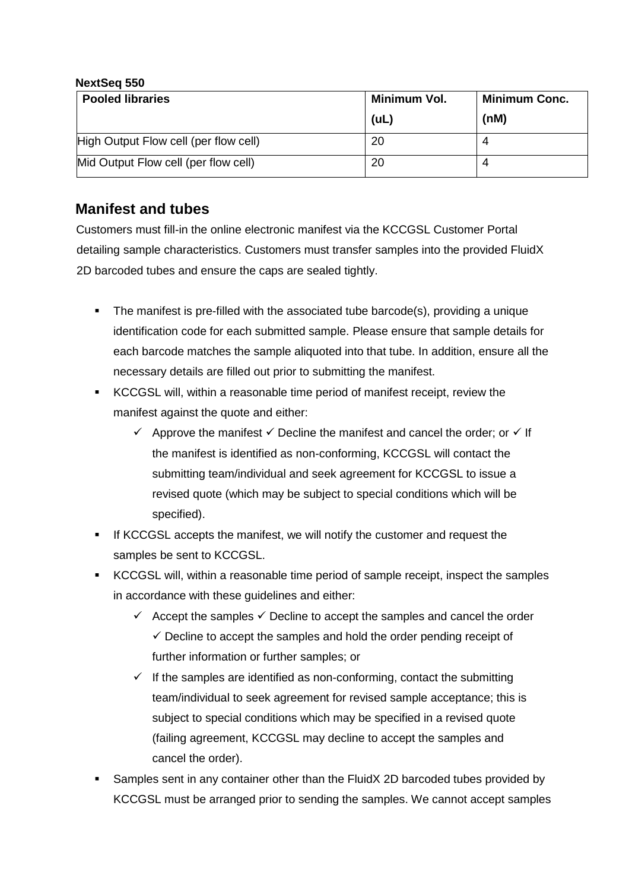**NextSeq 550**

| Pooled libraries | Minimum Vol. (uL) | Minimum Conc. (nM) |
|---|---|---|
| High Output Flow cell (per flow cell) | 20 | 4 |
| Mid Output Flow cell (per flow cell) | 20 | 4 |

## Manifest and tubes

Customers must fill-in the online electronic manifest via the KCCGSL Customer Portal detailing sample characteristics. Customers must transfer samples into the provided FluidX 2D barcoded tubes and ensure the caps are sealed tightly.

- The manifest is pre-filled with the associated tube barcode(s), providing a unique identification code for each submitted sample. Please ensure that sample details for each barcode matches the sample aliquoted into that tube. In addition, ensure all the necessary details are filled out prior to submitting the manifest.
- KCCGSL will, within a reasonable time period of manifest receipt, review the manifest against the quote and either:
  - ✓ Approve the manifest ✓ Decline the manifest and cancel the order; or ✓ If the manifest is identified as non-conforming, KCCGSL will contact the submitting team/individual and seek agreement for KCCGSL to issue a revised quote (which may be subject to special conditions which will be specified).
- If KCCGSL accepts the manifest, we will notify the customer and request the samples be sent to KCCGSL.
- KCCGSL will, within a reasonable time period of sample receipt, inspect the samples in accordance with these guidelines and either:
  - ✓ Accept the samples ✓ Decline to accept the samples and cancel the order ✓ Decline to accept the samples and hold the order pending receipt of further information or further samples; or
  - ✓ If the samples are identified as non-conforming, contact the submitting team/individual to seek agreement for revised sample acceptance; this is subject to special conditions which may be specified in a revised quote (failing agreement, KCCGSL may decline to accept the samples and cancel the order).
- Samples sent in any container other than the FluidX 2D barcoded tubes provided by KCCGSL must be arranged prior to sending the samples. We cannot accept samples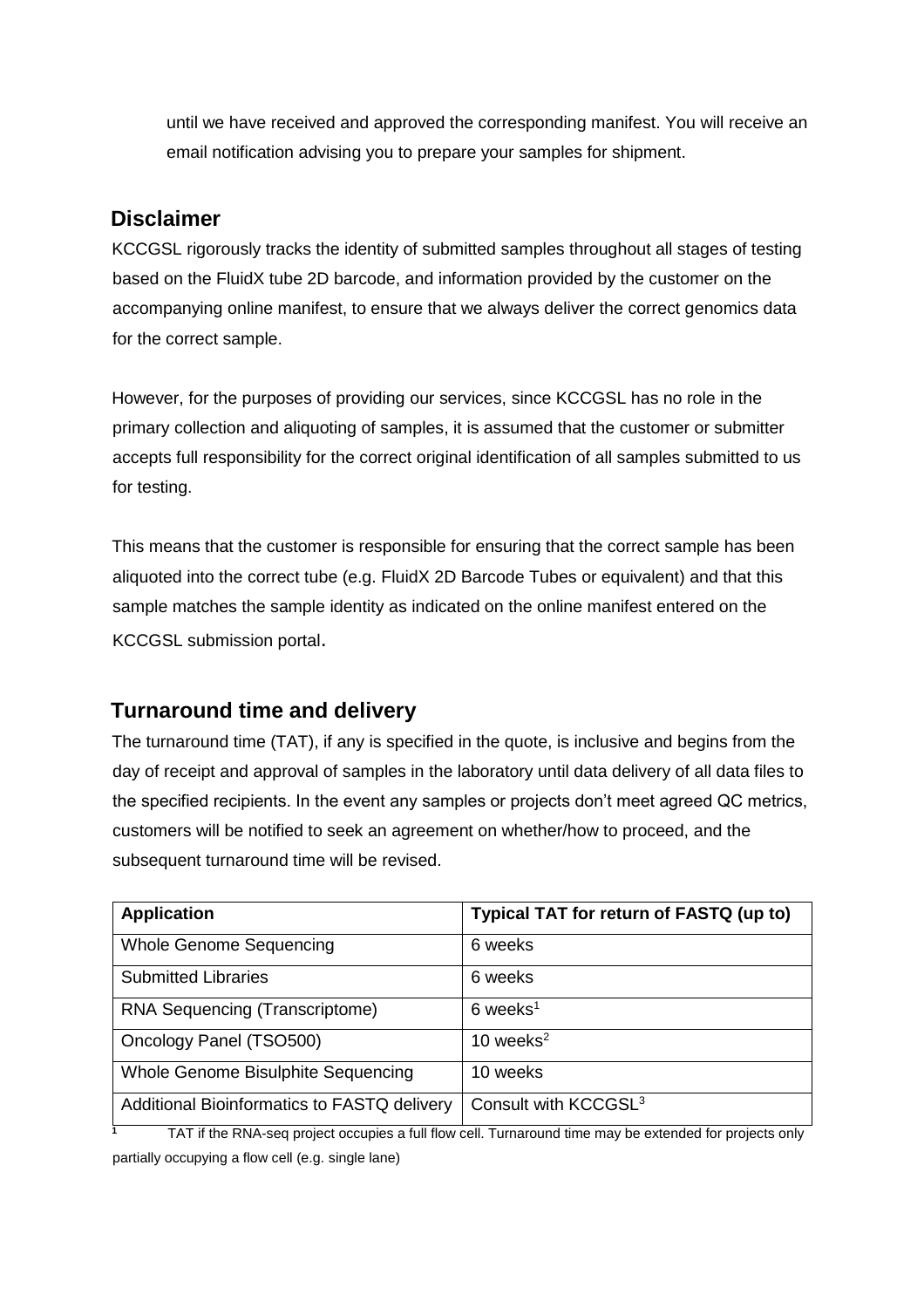until we have received and approved the corresponding manifest. You will receive an email notification advising you to prepare your samples for shipment.

## Disclaimer

KCCGSL rigorously tracks the identity of submitted samples throughout all stages of testing based on the FluidX tube 2D barcode, and information provided by the customer on the accompanying online manifest, to ensure that we always deliver the correct genomics data for the correct sample.

However, for the purposes of providing our services, since KCCGSL has no role in the primary collection and aliquoting of samples, it is assumed that the customer or submitter accepts full responsibility for the correct original identification of all samples submitted to us for testing.

This means that the customer is responsible for ensuring that the correct sample has been aliquoted into the correct tube (e.g. FluidX 2D Barcode Tubes or equivalent) and that this sample matches the sample identity as indicated on the online manifest entered on the KCCGSL submission portal.

## Turnaround time and delivery

The turnaround time (TAT), if any is specified in the quote, is inclusive and begins from the day of receipt and approval of samples in the laboratory until data delivery of all data files to the specified recipients. In the event any samples or projects don't meet agreed QC metrics, customers will be notified to seek an agreement on whether/how to proceed, and the subsequent turnaround time will be revised.

| Application | Typical TAT for return of FASTQ (up to) |
|---|---|
| Whole Genome Sequencing | 6 weeks |
| Submitted Libraries | 6 weeks |
| RNA Sequencing (Transcriptome) | 6 weeks[1] |
| Oncology Panel (TSO500) | 10 weeks[2] |
| Whole Genome Bisulphite Sequencing | 10 weeks |
| Additional Bioinformatics to FASTQ delivery | Consult with KCCGSL[3] |

[1] TAT if the RNA-seq project occupies a full flow cell. Turnaround time may be extended for projects only partially occupying a flow cell (e.g. single lane)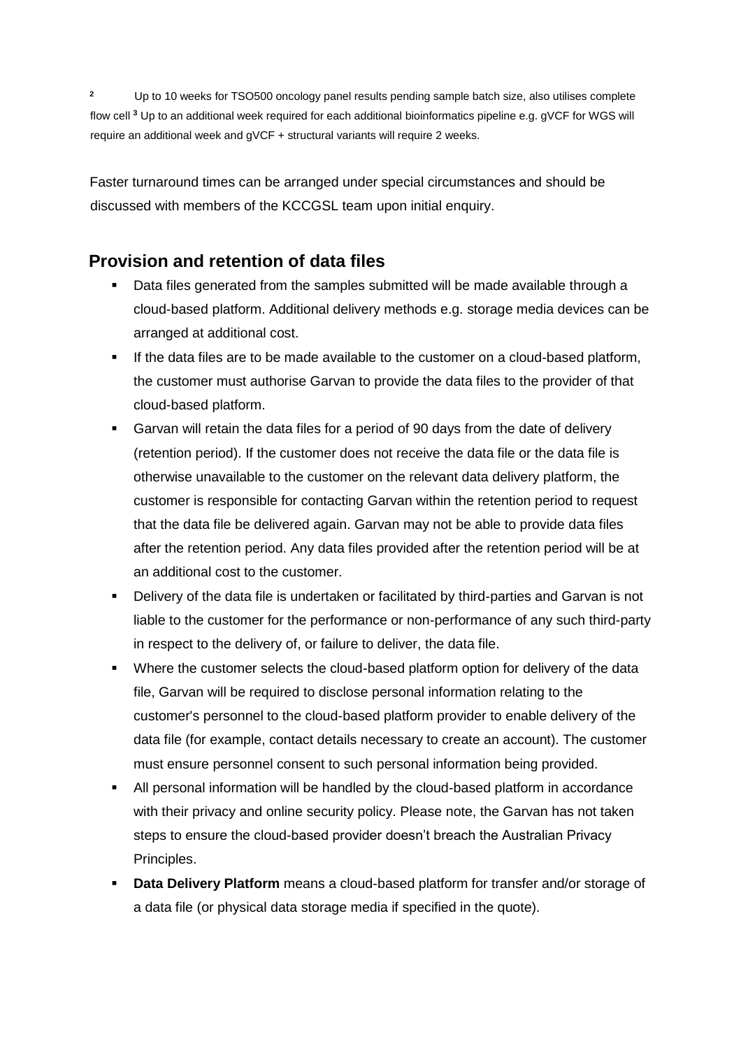[2] Up to 10 weeks for TSO500 oncology panel results pending sample batch size, also utilises complete flow cell [3] Up to an additional week required for each additional bioinformatics pipeline e.g. gVCF for WGS will require an additional week and gVCF + structural variants will require 2 weeks.

Faster turnaround times can be arranged under special circumstances and should be discussed with members of the KCCGSL team upon initial enquiry.

## Provision and retention of data files

- Data files generated from the samples submitted will be made available through a cloud-based platform. Additional delivery methods e.g. storage media devices can be arranged at additional cost.
- If the data files are to be made available to the customer on a cloud-based platform, the customer must authorise Garvan to provide the data files to the provider of that cloud-based platform.
- Garvan will retain the data files for a period of 90 days from the date of delivery (retention period). If the customer does not receive the data file or the data file is otherwise unavailable to the customer on the relevant data delivery platform, the customer is responsible for contacting Garvan within the retention period to request that the data file be delivered again. Garvan may not be able to provide data files after the retention period. Any data files provided after the retention period will be at an additional cost to the customer.
- Delivery of the data file is undertaken or facilitated by third-parties and Garvan is not liable to the customer for the performance or non-performance of any such third-party in respect to the delivery of, or failure to deliver, the data file.
- Where the customer selects the cloud-based platform option for delivery of the data file, Garvan will be required to disclose personal information relating to the customer's personnel to the cloud-based platform provider to enable delivery of the data file (for example, contact details necessary to create an account). The customer must ensure personnel consent to such personal information being provided.
- All personal information will be handled by the cloud-based platform in accordance with their privacy and online security policy. Please note, the Garvan has not taken steps to ensure the cloud-based provider doesn't breach the Australian Privacy Principles.
- **Data Delivery Platform** means a cloud-based platform for transfer and/or storage of a data file (or physical data storage media if specified in the quote).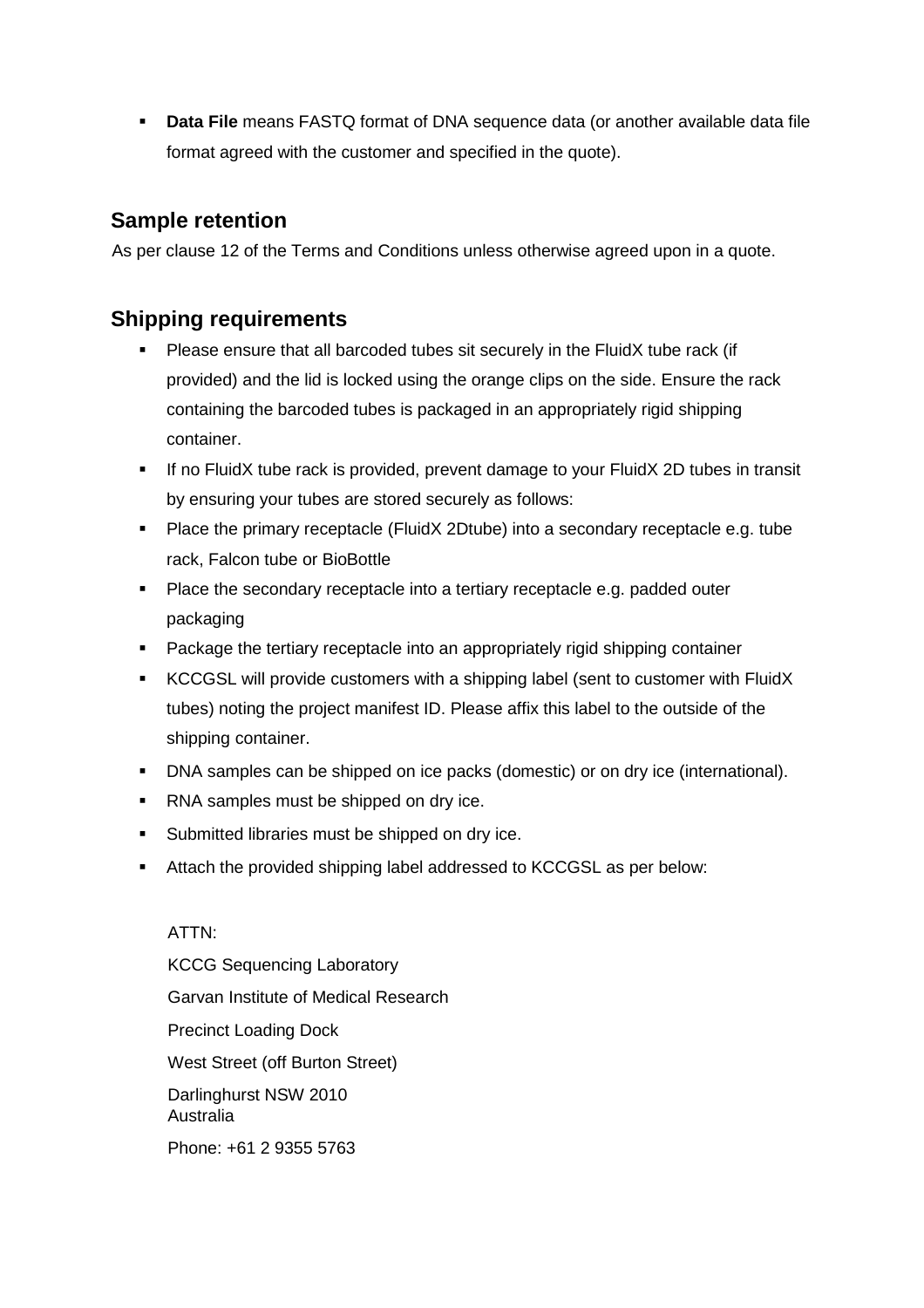- **Data File** means FASTQ format of DNA sequence data (or another available data file format agreed with the customer and specified in the quote).

## Sample retention

As per clause 12 of the Terms and Conditions unless otherwise agreed upon in a quote.

## Shipping requirements

- Please ensure that all barcoded tubes sit securely in the FluidX tube rack (if provided) and the lid is locked using the orange clips on the side. Ensure the rack containing the barcoded tubes is packaged in an appropriately rigid shipping container.
- If no FluidX tube rack is provided, prevent damage to your FluidX 2D tubes in transit by ensuring your tubes are stored securely as follows:
- Place the primary receptacle (FluidX 2Dtube) into a secondary receptacle e.g. tube rack, Falcon tube or BioBottle
- Place the secondary receptacle into a tertiary receptacle e.g. padded outer packaging
- Package the tertiary receptacle into an appropriately rigid shipping container
- KCCGSL will provide customers with a shipping label (sent to customer with FluidX tubes) noting the project manifest ID. Please affix this label to the outside of the shipping container.
- DNA samples can be shipped on ice packs (domestic) or on dry ice (international).
- RNA samples must be shipped on dry ice.
- Submitted libraries must be shipped on dry ice.
- Attach the provided shipping label addressed to KCCGSL as per below:

ATTN:

KCCG Sequencing Laboratory

Garvan Institute of Medical Research

Precinct Loading Dock

West Street (off Burton Street)

Darlinghurst NSW 2010
Australia

Phone: +61 2 9355 5763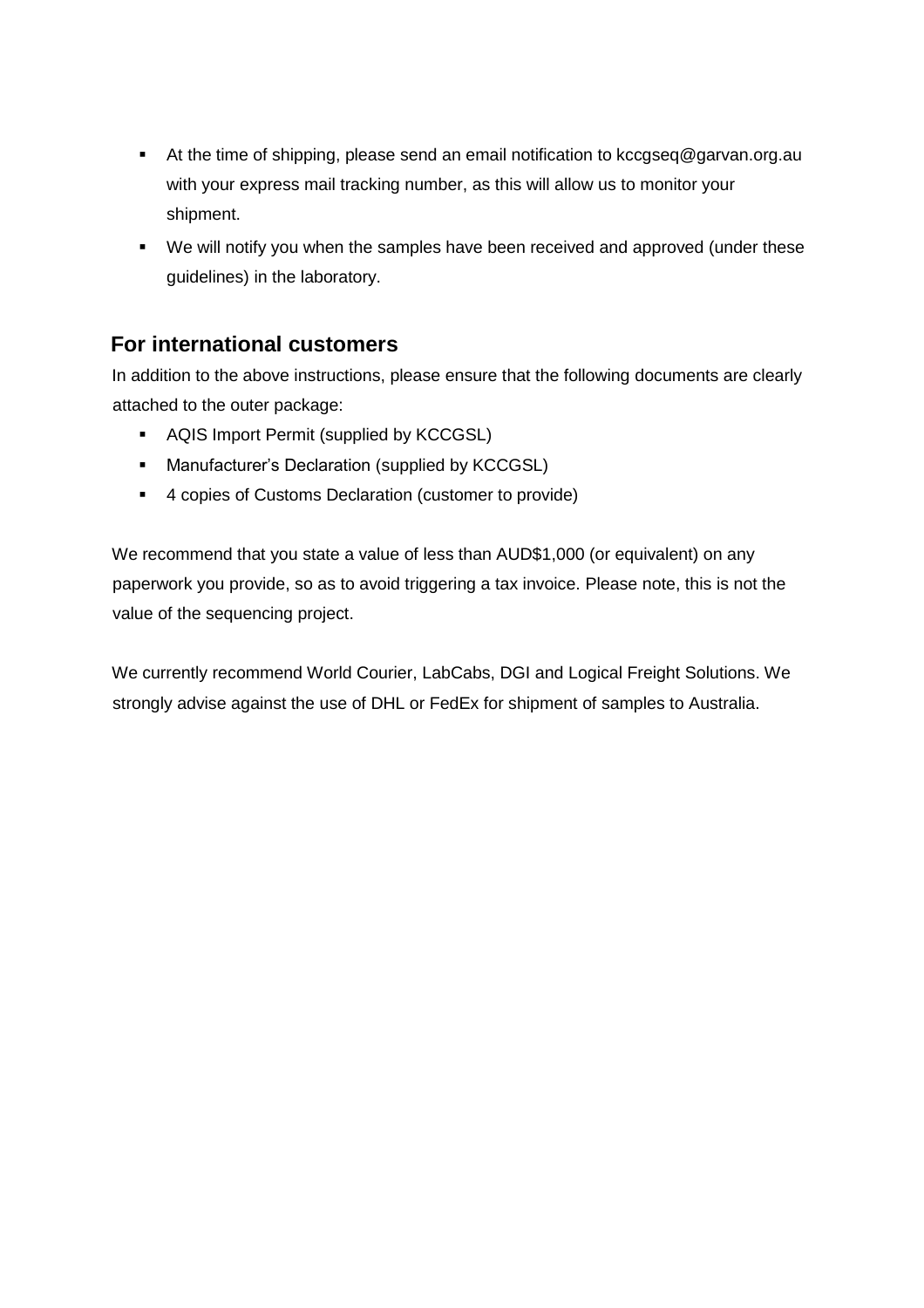- At the time of shipping, please send an email notification to kccgseq@garvan.org.au with your express mail tracking number, as this will allow us to monitor your shipment.
- We will notify you when the samples have been received and approved (under these guidelines) in the laboratory.

## For international customers

In addition to the above instructions, please ensure that the following documents are clearly attached to the outer package:

- AQIS Import Permit (supplied by KCCGSL)
- Manufacturer's Declaration (supplied by KCCGSL)
- 4 copies of Customs Declaration (customer to provide)

We recommend that you state a value of less than AUD$1,000 (or equivalent) on any paperwork you provide, so as to avoid triggering a tax invoice. Please note, this is not the value of the sequencing project.

We currently recommend World Courier, LabCabs, DGI and Logical Freight Solutions. We strongly advise against the use of DHL or FedEx for shipment of samples to Australia.